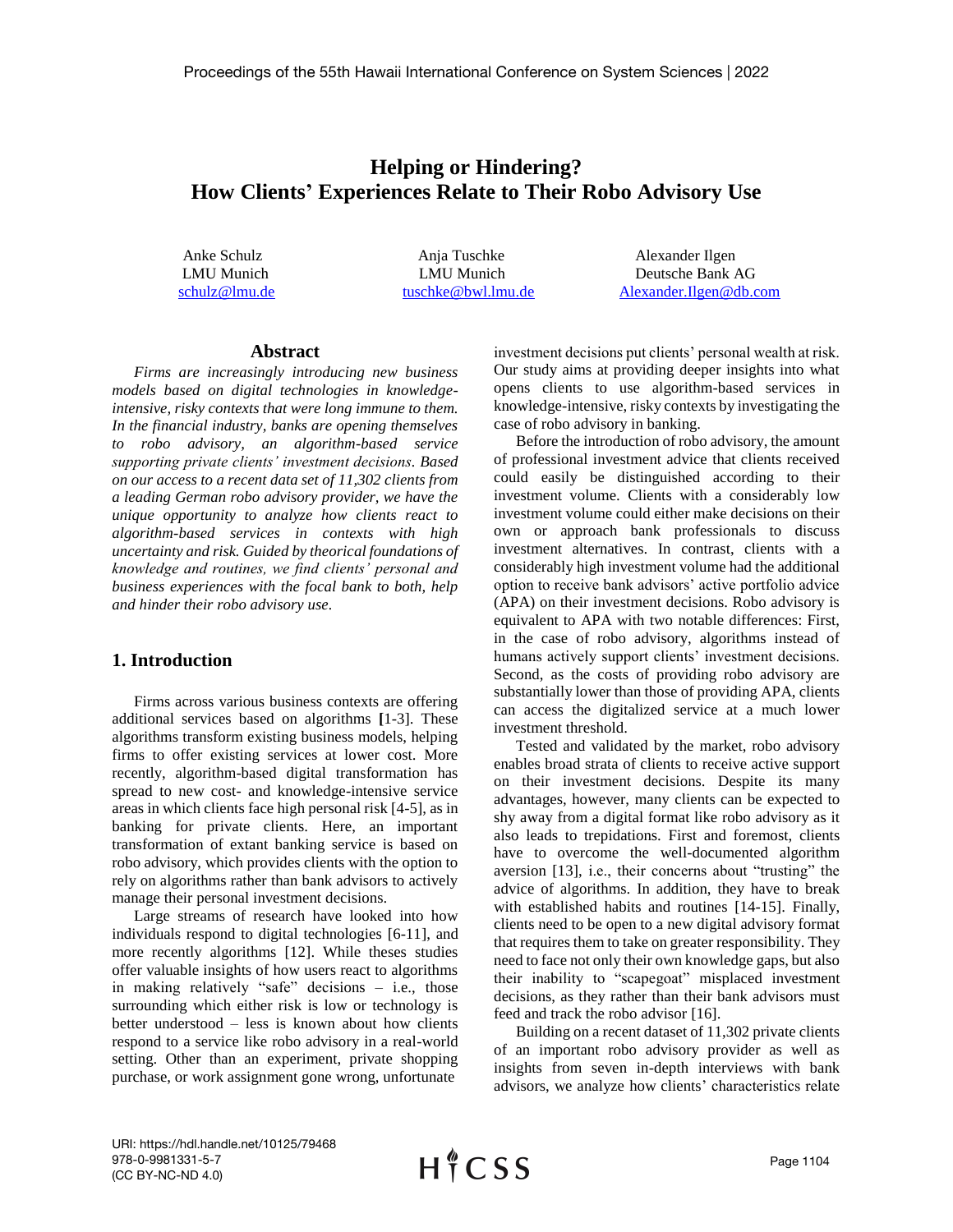# Helping or Hindering? How Clients' Experiences Relate to Their Robo Advisory Use

Anke Schulz
LMU Munich
schulz@lmu.de

Anja Tuschke
LMU Munich
tuschke@bwl.lmu.de

Alexander Ilgen
Deutsche Bank AG
Alexander.Ilgen@db.com

## Abstract

*Firms are increasingly introducing new business models based on digital technologies in knowledge-intensive, risky contexts that were long immune to them. In the financial industry, banks are opening themselves to robo advisory, an algorithm-based service supporting private clients' investment decisions. Based on our access to a recent data set of 11,302 clients from a leading German robo advisory provider, we have the unique opportunity to analyze how clients react to algorithm-based services in contexts with high uncertainty and risk. Guided by theorical foundations of knowledge and routines, we find clients' personal and business experiences with the focal bank to both, help and hinder their robo advisory use.*

## 1. Introduction

Firms across various business contexts are offering additional services based on algorithms [1-3]. These algorithms transform existing business models, helping firms to offer existing services at lower cost. More recently, algorithm-based digital transformation has spread to new cost- and knowledge-intensive service areas in which clients face high personal risk [4-5], as in banking for private clients. Here, an important transformation of extant banking service is based on robo advisory, which provides clients with the option to rely on algorithms rather than bank advisors to actively manage their personal investment decisions.

Large streams of research have looked into how individuals respond to digital technologies [6-11], and more recently algorithms [12]. While theses studies offer valuable insights of how users react to algorithms in making relatively "safe" decisions – i.e., those surrounding which either risk is low or technology is better understood – less is known about how clients respond to a service like robo advisory in a real-world setting. Other than an experiment, private shopping purchase, or work assignment gone wrong, unfortunate investment decisions put clients' personal wealth at risk. Our study aims at providing deeper insights into what opens clients to use algorithm-based services in knowledge-intensive, risky contexts by investigating the case of robo advisory in banking.

Before the introduction of robo advisory, the amount of professional investment advice that clients received could easily be distinguished according to their investment volume. Clients with a considerably low investment volume could either make decisions on their own or approach bank professionals to discuss investment alternatives. In contrast, clients with a considerably high investment volume had the additional option to receive bank advisors' active portfolio advice (APA) on their investment decisions. Robo advisory is equivalent to APA with two notable differences: First, in the case of robo advisory, algorithms instead of humans actively support clients' investment decisions. Second, as the costs of providing robo advisory are substantially lower than those of providing APA, clients can access the digitalized service at a much lower investment threshold.

Tested and validated by the market, robo advisory enables broad strata of clients to receive active support on their investment decisions. Despite its many advantages, however, many clients can be expected to shy away from a digital format like robo advisory as it also leads to trepidations. First and foremost, clients have to overcome the well-documented algorithm aversion [13], i.e., their concerns about "trusting" the advice of algorithms. In addition, they have to break with established habits and routines [14-15]. Finally, clients need to be open to a new digital advisory format that requires them to take on greater responsibility. They need to face not only their own knowledge gaps, but also their inability to "scapegoat" misplaced investment decisions, as they rather than their bank advisors must feed and track the robo advisor [16].

Building on a recent dataset of 11,302 private clients of an important robo advisory provider as well as insights from seven in-depth interviews with bank advisors, we analyze how clients' characteristics relate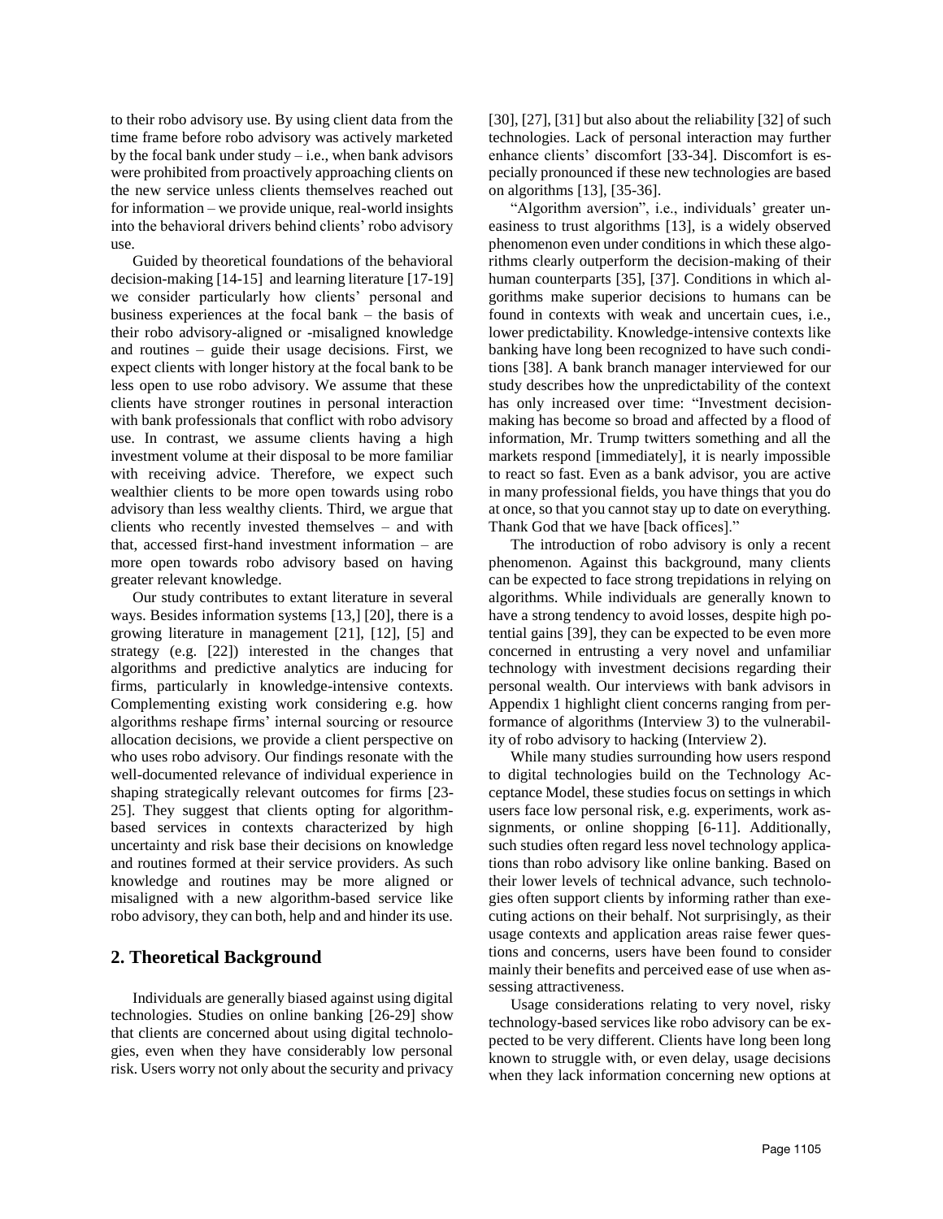to their robo advisory use. By using client data from the time frame before robo advisory was actively marketed by the focal bank under study – i.e., when bank advisors were prohibited from proactively approaching clients on the new service unless clients themselves reached out for information – we provide unique, real-world insights into the behavioral drivers behind clients' robo advisory use.

Guided by theoretical foundations of the behavioral decision-making [14-15] and learning literature [17-19] we consider particularly how clients' personal and business experiences at the focal bank – the basis of their robo advisory-aligned or -misaligned knowledge and routines – guide their usage decisions. First, we expect clients with longer history at the focal bank to be less open to use robo advisory. We assume that these clients have stronger routines in personal interaction with bank professionals that conflict with robo advisory use. In contrast, we assume clients having a high investment volume at their disposal to be more familiar with receiving advice. Therefore, we expect such wealthier clients to be more open towards using robo advisory than less wealthy clients. Third, we argue that clients who recently invested themselves – and with that, accessed first-hand investment information – are more open towards robo advisory based on having greater relevant knowledge.

Our study contributes to extant literature in several ways. Besides information systems [13,] [20], there is a growing literature in management [21], [12], [5] and strategy (e.g. [22]) interested in the changes that algorithms and predictive analytics are inducing for firms, particularly in knowledge-intensive contexts. Complementing existing work considering e.g. how algorithms reshape firms' internal sourcing or resource allocation decisions, we provide a client perspective on who uses robo advisory. Our findings resonate with the well-documented relevance of individual experience in shaping strategically relevant outcomes for firms [23-25]. They suggest that clients opting for algorithm-based services in contexts characterized by high uncertainty and risk base their decisions on knowledge and routines formed at their service providers. As such knowledge and routines may be more aligned or misaligned with a new algorithm-based service like robo advisory, they can both, help and and hinder its use.

## 2. Theoretical Background

Individuals are generally biased against using digital technologies. Studies on online banking [26-29] show that clients are concerned about using digital technologies, even when they have considerably low personal risk. Users worry not only about the security and privacy [30], [27], [31] but also about the reliability [32] of such technologies. Lack of personal interaction may further enhance clients' discomfort [33-34]. Discomfort is especially pronounced if these new technologies are based on algorithms [13], [35-36].

"Algorithm aversion", i.e., individuals' greater uneasiness to trust algorithms [13], is a widely observed phenomenon even under conditions in which these algorithms clearly outperform the decision-making of their human counterparts [35], [37]. Conditions in which algorithms make superior decisions to humans can be found in contexts with weak and uncertain cues, i.e., lower predictability. Knowledge-intensive contexts like banking have long been recognized to have such conditions [38]. A bank branch manager interviewed for our study describes how the unpredictability of the context has only increased over time: "Investment decision-making has become so broad and affected by a flood of information, Mr. Trump twitters something and all the markets respond [immediately], it is nearly impossible to react so fast. Even as a bank advisor, you are active in many professional fields, you have things that you do at once, so that you cannot stay up to date on everything. Thank God that we have [back offices]."

The introduction of robo advisory is only a recent phenomenon. Against this background, many clients can be expected to face strong trepidations in relying on algorithms. While individuals are generally known to have a strong tendency to avoid losses, despite high potential gains [39], they can be expected to be even more concerned in entrusting a very novel and unfamiliar technology with investment decisions regarding their personal wealth. Our interviews with bank advisors in Appendix 1 highlight client concerns ranging from performance of algorithms (Interview 3) to the vulnerability of robo advisory to hacking (Interview 2).

While many studies surrounding how users respond to digital technologies build on the Technology Acceptance Model, these studies focus on settings in which users face low personal risk, e.g. experiments, work assignments, or online shopping [6-11]. Additionally, such studies often regard less novel technology applications than robo advisory like online banking. Based on their lower levels of technical advance, such technologies often support clients by informing rather than executing actions on their behalf. Not surprisingly, as their usage contexts and application areas raise fewer questions and concerns, users have been found to consider mainly their benefits and perceived ease of use when assessing attractiveness.

Usage considerations relating to very novel, risky technology-based services like robo advisory can be expected to be very different. Clients have long been long known to struggle with, or even delay, usage decisions when they lack information concerning new options at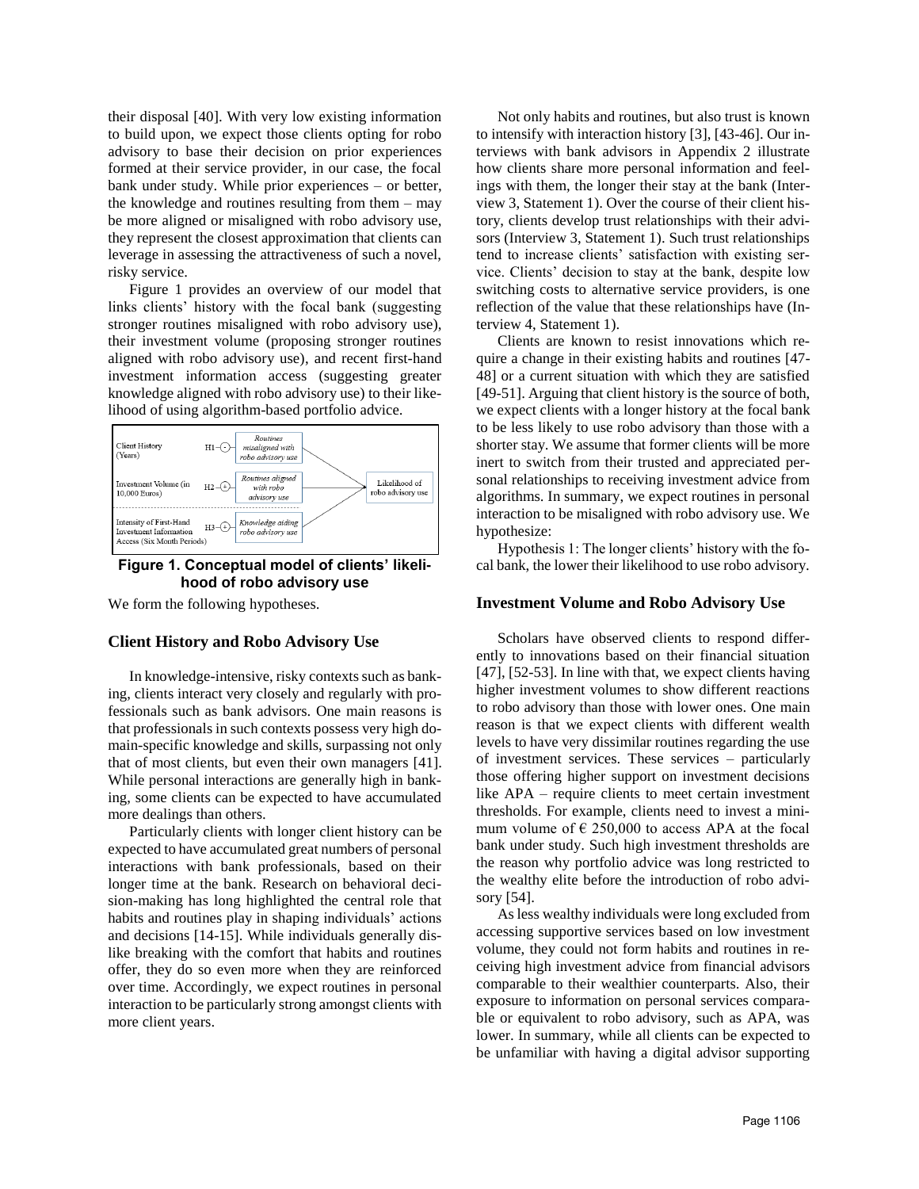their disposal [40]. With very low existing information to build upon, we expect those clients opting for robo advisory to base their decision on prior experiences formed at their service provider, in our case, the focal bank under study. While prior experiences – or better, the knowledge and routines resulting from them – may be more aligned or misaligned with robo advisory use, they represent the closest approximation that clients can leverage in assessing the attractiveness of such a novel, risky service.

Figure 1 provides an overview of our model that links clients' history with the focal bank (suggesting stronger routines misaligned with robo advisory use), their investment volume (proposing stronger routines aligned with robo advisory use), and recent first-hand investment information access (suggesting greater knowledge aligned with robo advisory use) to their likelihood of using algorithm-based portfolio advice.

**Figure 1. Conceptual model of clients' likelihood of robo advisory use**

We form the following hypotheses.

### Client History and Robo Advisory Use

In knowledge-intensive, risky contexts such as banking, clients interact very closely and regularly with professionals such as bank advisors. One main reasons is that professionals in such contexts possess very high domain-specific knowledge and skills, surpassing not only that of most clients, but even their own managers [41]. While personal interactions are generally high in banking, some clients can be expected to have accumulated more dealings than others.

Particularly clients with longer client history can be expected to have accumulated great numbers of personal interactions with bank professionals, based on their longer time at the bank. Research on behavioral decision-making has long highlighted the central role that habits and routines play in shaping individuals' actions and decisions [14-15]. While individuals generally dislike breaking with the comfort that habits and routines offer, they do so even more when they are reinforced over time. Accordingly, we expect routines in personal interaction to be particularly strong amongst clients with more client years.

Not only habits and routines, but also trust is known to intensify with interaction history [3], [43-46]. Our interviews with bank advisors in Appendix 2 illustrate how clients share more personal information and feelings with them, the longer their stay at the bank (Interview 3, Statement 1). Over the course of their client history, clients develop trust relationships with their advisors (Interview 3, Statement 1). Such trust relationships tend to increase clients' satisfaction with existing service. Clients' decision to stay at the bank, despite low switching costs to alternative service providers, is one reflection of the value that these relationships have (Interview 4, Statement 1).

Clients are known to resist innovations which require a change in their existing habits and routines [47-48] or a current situation with which they are satisfied [49-51]. Arguing that client history is the source of both, we expect clients with a longer history at the focal bank to be less likely to use robo advisory than those with a shorter stay. We assume that former clients will be more inert to switch from their trusted and appreciated personal relationships to receiving investment advice from algorithms. In summary, we expect routines in personal interaction to be misaligned with robo advisory use. We hypothesize:

Hypothesis 1: The longer clients' history with the focal bank, the lower their likelihood to use robo advisory.

### Investment Volume and Robo Advisory Use

Scholars have observed clients to respond differently to innovations based on their financial situation [47], [52-53]. In line with that, we expect clients having higher investment volumes to show different reactions to robo advisory than those with lower ones. One main reason is that we expect clients with different wealth levels to have very dissimilar routines regarding the use of investment services. These services – particularly those offering higher support on investment decisions like APA – require clients to meet certain investment thresholds. For example, clients need to invest a minimum volume of € 250,000 to access APA at the focal bank under study. Such high investment thresholds are the reason why portfolio advice was long restricted to the wealthy elite before the introduction of robo advisory [54].

As less wealthy individuals were long excluded from accessing supportive services based on low investment volume, they could not form habits and routines in receiving high investment advice from financial advisors comparable to their wealthier counterparts. Also, their exposure to information on personal services comparable or equivalent to robo advisory, such as APA, was lower. In summary, while all clients can be expected to be unfamiliar with having a digital advisor supporting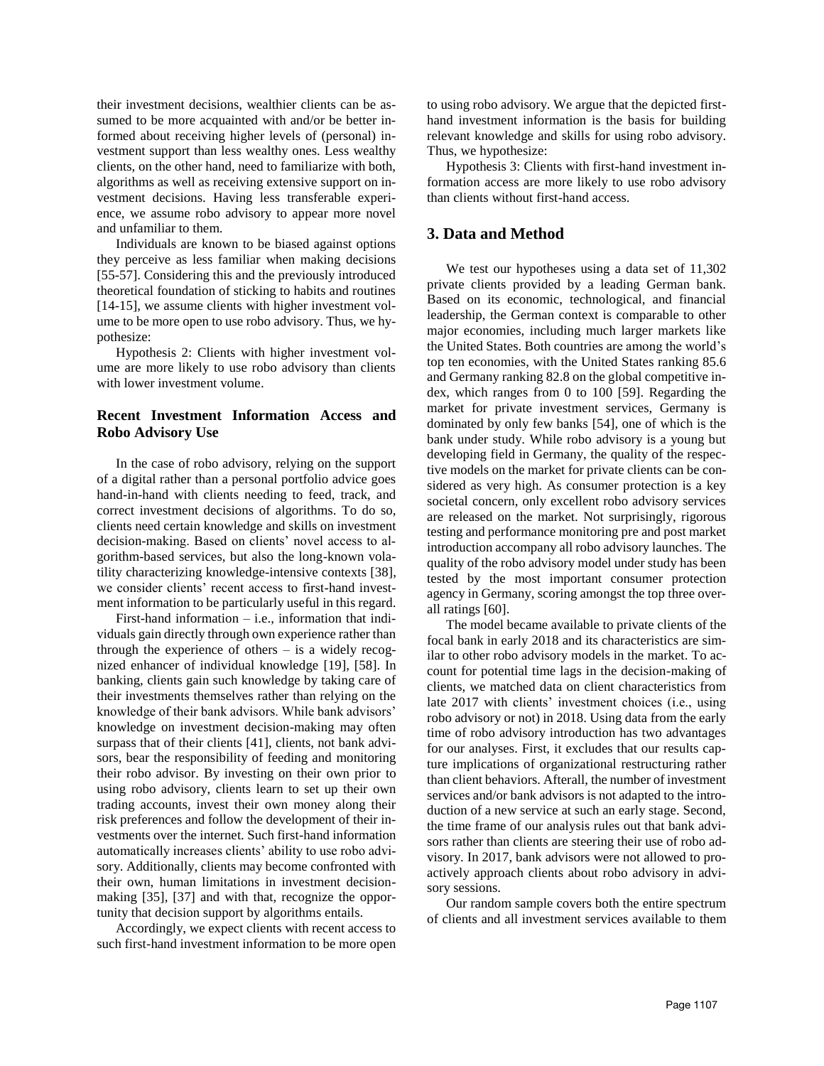their investment decisions, wealthier clients can be assumed to be more acquainted with and/or be better informed about receiving higher levels of (personal) investment support than less wealthy ones. Less wealthy clients, on the other hand, need to familiarize with both, algorithms as well as receiving extensive support on investment decisions. Having less transferable experience, we assume robo advisory to appear more novel and unfamiliar to them.

Individuals are known to be biased against options they perceive as less familiar when making decisions [55-57]. Considering this and the previously introduced theoretical foundation of sticking to habits and routines [14-15], we assume clients with higher investment volume to be more open to use robo advisory. Thus, we hypothesize:

Hypothesis 2: Clients with higher investment volume are more likely to use robo advisory than clients with lower investment volume.

### Recent Investment Information Access and Robo Advisory Use

In the case of robo advisory, relying on the support of a digital rather than a personal portfolio advice goes hand-in-hand with clients needing to feed, track, and correct investment decisions of algorithms. To do so, clients need certain knowledge and skills on investment decision-making. Based on clients' novel access to algorithm-based services, but also the long-known volatility characterizing knowledge-intensive contexts [38], we consider clients' recent access to first-hand investment information to be particularly useful in this regard.

First-hand information – i.e., information that individuals gain directly through own experience rather than through the experience of others – is a widely recognized enhancer of individual knowledge [19], [58]. In banking, clients gain such knowledge by taking care of their investments themselves rather than relying on the knowledge of their bank advisors. While bank advisors' knowledge on investment decision-making may often surpass that of their clients [41], clients, not bank advisors, bear the responsibility of feeding and monitoring their robo advisor. By investing on their own prior to using robo advisory, clients learn to set up their own trading accounts, invest their own money along their risk preferences and follow the development of their investments over the internet. Such first-hand information automatically increases clients' ability to use robo advisory. Additionally, clients may become confronted with their own, human limitations in investment decision-making [35], [37] and with that, recognize the opportunity that decision support by algorithms entails.

Accordingly, we expect clients with recent access to such first-hand investment information to be more open to using robo advisory. We argue that the depicted first-hand investment information is the basis for building relevant knowledge and skills for using robo advisory. Thus, we hypothesize:

Hypothesis 3: Clients with first-hand investment information access are more likely to use robo advisory than clients without first-hand access.

## 3. Data and Method

We test our hypotheses using a data set of 11,302 private clients provided by a leading German bank. Based on its economic, technological, and financial leadership, the German context is comparable to other major economies, including much larger markets like the United States. Both countries are among the world's top ten economies, with the United States ranking 85.6 and Germany ranking 82.8 on the global competitive index, which ranges from 0 to 100 [59]. Regarding the market for private investment services, Germany is dominated by only few banks [54], one of which is the bank under study. While robo advisory is a young but developing field in Germany, the quality of the respective models on the market for private clients can be considered as very high. As consumer protection is a key societal concern, only excellent robo advisory services are released on the market. Not surprisingly, rigorous testing and performance monitoring pre and post market introduction accompany all robo advisory launches. The quality of the robo advisory model under study has been tested by the most important consumer protection agency in Germany, scoring amongst the top three overall ratings [60].

The model became available to private clients of the focal bank in early 2018 and its characteristics are similar to other robo advisory models in the market. To account for potential time lags in the decision-making of clients, we matched data on client characteristics from late 2017 with clients' investment choices (i.e., using robo advisory or not) in 2018. Using data from the early time of robo advisory introduction has two advantages for our analyses. First, it excludes that our results capture implications of organizational restructuring rather than client behaviors. Afterall, the number of investment services and/or bank advisors is not adapted to the introduction of a new service at such an early stage. Second, the time frame of our analysis rules out that bank advisors rather than clients are steering their use of robo advisory. In 2017, bank advisors were not allowed to proactively approach clients about robo advisory in advisory sessions.

Our random sample covers both the entire spectrum of clients and all investment services available to them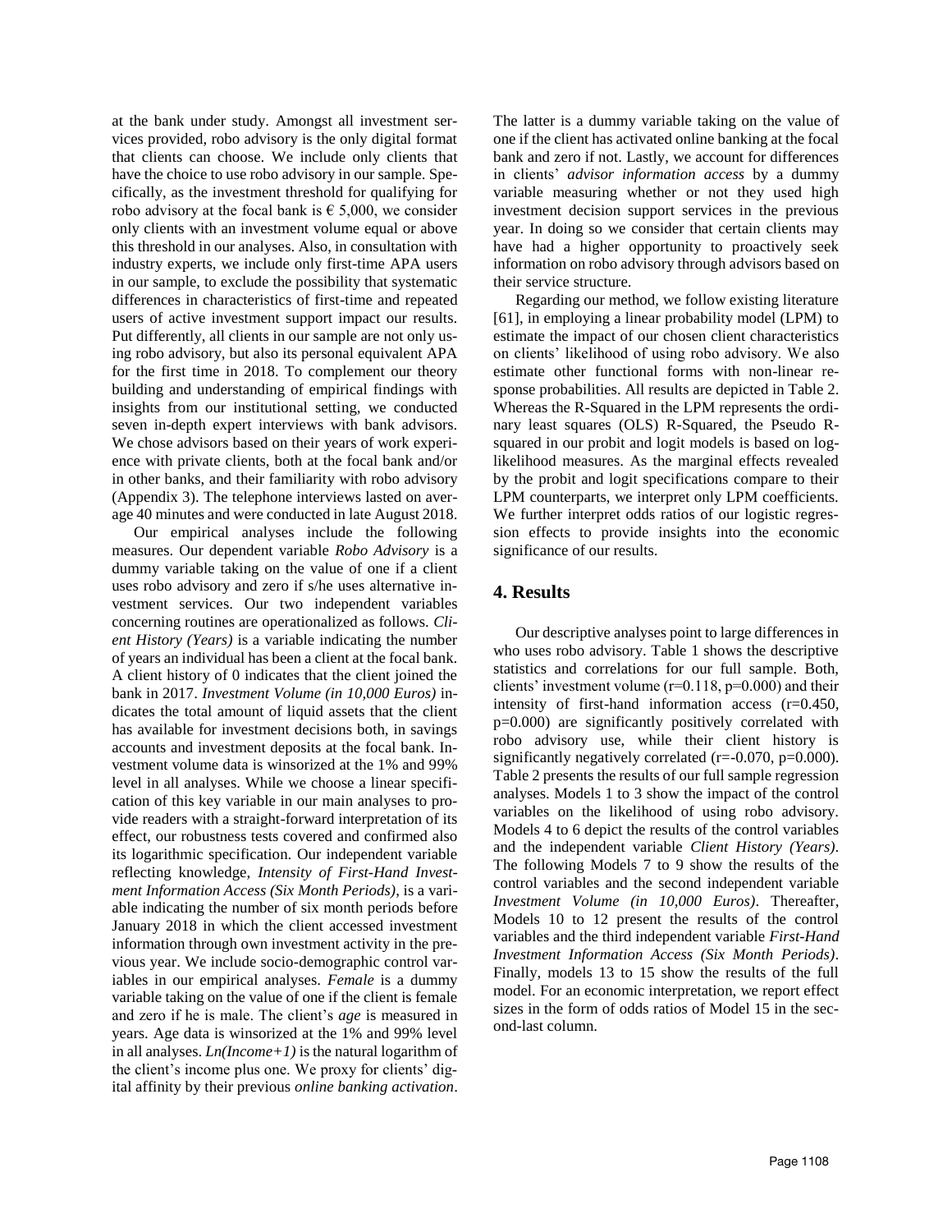at the bank under study. Amongst all investment services provided, robo advisory is the only digital format that clients can choose. We include only clients that have the choice to use robo advisory in our sample. Specifically, as the investment threshold for qualifying for robo advisory at the focal bank is € 5,000, we consider only clients with an investment volume equal or above this threshold in our analyses. Also, in consultation with industry experts, we include only first-time APA users in our sample, to exclude the possibility that systematic differences in characteristics of first-time and repeated users of active investment support impact our results. Put differently, all clients in our sample are not only using robo advisory, but also its personal equivalent APA for the first time in 2018. To complement our theory building and understanding of empirical findings with insights from our institutional setting, we conducted seven in-depth expert interviews with bank advisors. We chose advisors based on their years of work experience with private clients, both at the focal bank and/or in other banks, and their familiarity with robo advisory (Appendix 3). The telephone interviews lasted on average 40 minutes and were conducted in late August 2018.

Our empirical analyses include the following measures. Our dependent variable *Robo Advisory* is a dummy variable taking on the value of one if a client uses robo advisory and zero if s/he uses alternative investment services. Our two independent variables concerning routines are operationalized as follows. *Client History (Years)* is a variable indicating the number of years an individual has been a client at the focal bank. A client history of 0 indicates that the client joined the bank in 2017. *Investment Volume (in 10,000 Euros)* indicates the total amount of liquid assets that the client has available for investment decisions both, in savings accounts and investment deposits at the focal bank. Investment volume data is winsorized at the 1% and 99% level in all analyses. While we choose a linear specification of this key variable in our main analyses to provide readers with a straight-forward interpretation of its effect, our robustness tests covered and confirmed also its logarithmic specification. Our independent variable reflecting knowledge, *Intensity of First-Hand Investment Information Access (Six Month Periods)*, is a variable indicating the number of six month periods before January 2018 in which the client accessed investment information through own investment activity in the previous year. We include socio-demographic control variables in our empirical analyses. *Female* is a dummy variable taking on the value of one if the client is female and zero if he is male. The client's *age* is measured in years. Age data is winsorized at the 1% and 99% level in all analyses. *Ln(Income+1)* is the natural logarithm of the client's income plus one. We proxy for clients' digital affinity by their previous *online banking activation*. The latter is a dummy variable taking on the value of one if the client has activated online banking at the focal bank and zero if not. Lastly, we account for differences in clients' *advisor information access* by a dummy variable measuring whether or not they used high investment decision support services in the previous year. In doing so we consider that certain clients may have had a higher opportunity to proactively seek information on robo advisory through advisors based on their service structure.

Regarding our method, we follow existing literature [61], in employing a linear probability model (LPM) to estimate the impact of our chosen client characteristics on clients' likelihood of using robo advisory. We also estimate other functional forms with non-linear response probabilities. All results are depicted in Table 2. Whereas the R-Squared in the LPM represents the ordinary least squares (OLS) R-Squared, the Pseudo R-squared in our probit and logit models is based on log-likelihood measures. As the marginal effects revealed by the probit and logit specifications compare to their LPM counterparts, we interpret only LPM coefficients. We further interpret odds ratios of our logistic regression effects to provide insights into the economic significance of our results.

## 4. Results

Our descriptive analyses point to large differences in who uses robo advisory. Table 1 shows the descriptive statistics and correlations for our full sample. Both, clients' investment volume ($r=0.118$, $p=0.000$) and their intensity of first-hand information access ($r=0.450$, $p=0.000$) are significantly positively correlated with robo advisory use, while their client history is significantly negatively correlated ($r=-0.070$, $p=0.000$). Table 2 presents the results of our full sample regression analyses. Models 1 to 3 show the impact of the control variables on the likelihood of using robo advisory. Models 4 to 6 depict the results of the control variables and the independent variable *Client History (Years)*. The following Models 7 to 9 show the results of the control variables and the second independent variable *Investment Volume (in 10,000 Euros)*. Thereafter, Models 10 to 12 present the results of the control variables and the third independent variable *First-Hand Investment Information Access (Six Month Periods)*. Finally, models 13 to 15 show the results of the full model. For an economic interpretation, we report effect sizes in the form of odds ratios of Model 15 in the second-last column.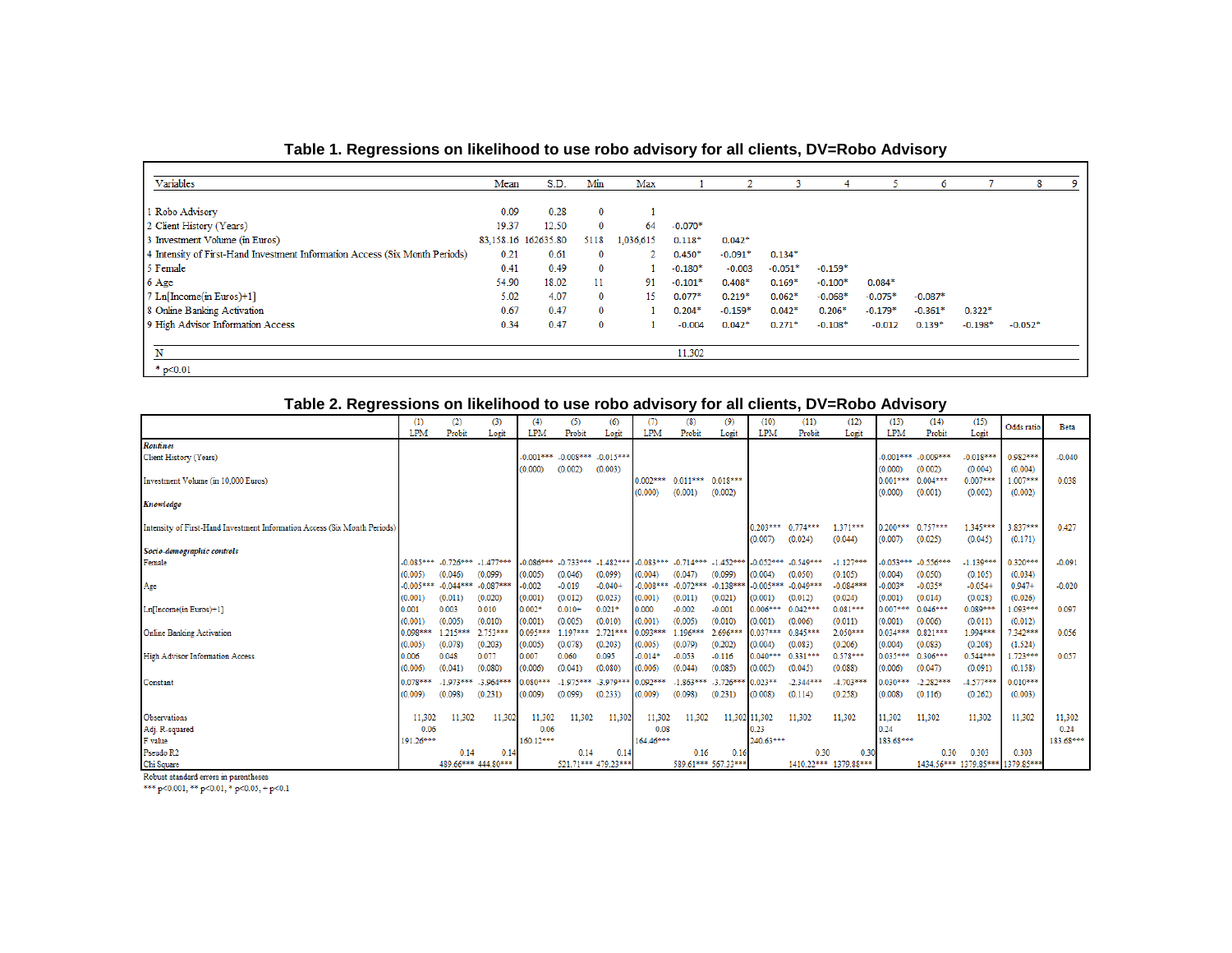**Table 1. Regressions on likelihood to use robo advisory for all clients, DV=Robo Advisory**

| Variables | Mean | S.D. | Min | Max | 1 | 2 | 3 | 4 | 5 | 6 | 7 | 8 | 9 |
|---|---|---|---|---|---|---|---|---|---|---|---|---|---|
| 1 Robo Advisory | 0.09 | 0.28 | 0 | 1 | | | | | | | | | |
| 2 Client History (Years) | 19.37 | 12.50 | 0 | 64 | -0.070* | | | | | | | | |
| 3 Investment Volume (in Euros) | 83,158.16 | 162635.80 | 5118 | 1,036,615 | 0.118* | 0.042* | | | | | | | |
| 4 Intensity of First-Hand Investment Information Access (Six Month Periods) | 0.21 | 0.61 | 0 | 2 | 0.450* | -0.091* | 0.134* | | | | | | |
| 5 Female | 0.41 | 0.49 | 0 | 1 | -0.180* | -0.003 | -0.051* | -0.159* | | | | | |
| 6 Age | 54.90 | 18.02 | 11 | 91 | -0.101* | 0.408* | 0.169* | -0.100* | 0.084* | | | | |
| 7 Ln[Income(in Euros)+1] | 5.02 | 4.07 | 0 | 15 | 0.077* | 0.219* | 0.062* | -0.068* | -0.075* | -0.087* | | | |
| 8 Online Banking Activation | 0.67 | 0.47 | 0 | 1 | 0.204* | -0.159* | 0.042* | 0.206* | -0.179* | -0.361* | 0.322* | | |
| 9 High Advisor Information Access | 0.34 | 0.47 | 0 | 1 | -0.004 | 0.042* | 0.271* | -0.108* | -0.012 | 0.139* | -0.198* | -0.052* | |
| N | | | | | 11,302 | | | | | | | | |

* p<0.01

**Table 2. Regressions on likelihood to use robo advisory for all clients, DV=Robo Advisory**

| | (1) LPM | (2) Probit | (3) Logit | (4) LPM | (5) Probit | (6) Logit | (7) LPM | (8) Probit | (9) Logit | (10) LPM | (11) Probit | (12) Logit | (13) LPM | (14) Probit | (15) Logit | Odds ratio | Beta |
|---|---|---|---|---|---|---|---|---|---|---|---|---|---|---|---|---|---|
| ***Routines*** | | | | | | | | | | | | | | | | | |
| Client History (Years) | | | | -0.001*** | -0.008*** | -0.015*** | | | | | | | -0.001*** | -0.009*** | -0.018*** | 0.982*** | -0.040 |
| | | | | (0.000) | (0.002) | (0.003) | | | | | | | (0.000) | (0.002) | (0.004) | (0.004) | |
| Investment Volume (in 10,000 Euros) | | | | | | | 0.002*** | 0.011*** | 0.018*** | | | | 0.001*** | 0.004*** | 0.007*** | 1.007*** | 0.038 |
| | | | | | | | (0.000) | (0.001) | (0.002) | | | | (0.000) | (0.001) | (0.002) | (0.002) | |
| ***Knowledge*** | | | | | | | | | | | | | | | | | |
| Intensity of First-Hand Investment Information Access (Six Month Periods) | | | | | | | | | | 0.203*** | 0.774*** | 1.371*** | 0.200*** | 0.757*** | 1.345*** | 3.837*** | 0.427 |
| | | | | | | | | | | (0.007) | (0.024) | (0.044) | (0.007) | (0.025) | (0.045) | (0.171) | |
| ***Socio-demographic controls*** | | | | | | | | | | | | | | | | | |
| Female | -0.085*** | -0.726*** | -1.477*** | -0.086*** | -0.733*** | -1.482*** | -0.083*** | -0.714*** | -1.452*** | -0.052*** | -0.549*** | -1.127*** | -0.053*** | -0.556*** | -1.139*** | 0.320*** | -0.091 |
| | (0.005) | (0.046) | (0.099) | (0.005) | (0.046) | (0.099) | (0.004) | (0.047) | (0.099) | (0.004) | (0.050) | (0.105) | (0.004) | (0.050) | (0.105) | (0.034) | |
| Age | -0.005*** | -0.044*** | -0.087*** | -0.002 | -0.019 | -0.040+ | -0.008*** | -0.072*** | -0.138*** | -0.005*** | -0.049*** | -0.084*** | -0.003* | -0.025* | -0.054+ | 0.947+ | -0.020 |
| | (0.001) | (0.011) | (0.020) | (0.001) | (0.012) | (0.023) | (0.001) | (0.011) | (0.021) | (0.001) | (0.012) | (0.024) | (0.001) | (0.014) | (0.028) | (0.026) | |
| Ln[Income(in Euros)+1] | 0.001 | 0.003 | 0.010 | 0.002* | 0.010+ | 0.021* | 0.000 | -0.002 | -0.001 | 0.006*** | 0.042*** | 0.081*** | 0.007*** | 0.046*** | 0.089*** | 1.093*** | 0.097 |
| | (0.001) | (0.005) | (0.010) | (0.001) | (0.005) | (0.010) | (0.001) | (0.005) | (0.010) | (0.001) | (0.006) | (0.011) | (0.001) | (0.006) | (0.011) | (0.012) | |
| Online Banking Activation | 0.098*** | 1.215*** | 2.753*** | 0.095*** | 1.197*** | 2.721*** | 0.093*** | 1.196*** | 2.696*** | 0.037*** | 0.845*** | 2.050*** | 0.034*** | 0.821*** | 1.994*** | 7.342*** | 0.056 |
| | (0.005) | (0.078) | (0.203) | (0.005) | (0.078) | (0.203) | (0.005) | (0.079) | (0.202) | (0.004) | (0.083) | (0.206) | (0.004) | (0.083) | (0.208) | (1.524) | |
| High Advisor Information Access | 0.006 | 0.048 | 0.077 | 0.007 | 0.060 | 0.095 | -0.014* | -0.053 | -0.116 | 0.040*** | 0.331*** | 0.578*** | 0.035*** | 0.306*** | 0.544*** | 1.723*** | 0.057 |
| | (0.006) | (0.041) | (0.080) | (0.006) | (0.041) | (0.080) | (0.006) | (0.044) | (0.085) | (0.005) | (0.045) | (0.088) | (0.006) | (0.047) | (0.091) | (0.158) | |
| Constant | 0.078*** | -1.973*** | -3.964*** | 0.080*** | -1.975*** | -3.979*** | 0.092*** | -1.863*** | -3.726*** | 0.023** | -2.344*** | -4.703*** | 0.030*** | -2.282*** | -4.577*** | 0.010*** | |
| | (0.009) | (0.098) | (0.231) | (0.009) | (0.099) | (0.233) | (0.009) | (0.098) | (0.231) | (0.008) | (0.114) | (0.258) | (0.008) | (0.116) | (0.262) | (0.003) | |
| Observations | 11,302 | 11,302 | 11,302 | 11,302 | 11,302 | 11,302 | 11,302 | 11,302 | 11,302 | 11,302 | 11,302 | 11,302 | 11,302 | 11,302 | 11,302 | 11,302 | 11,302 |
| Adj. R-squared | 0.06 | | | 0.06 | | | 0.08 | | | 0.23 | | | 0.24 | | | | 0.24 |
| F value | 191.26*** | | | 160.12*** | | | 164.46*** | | | 240.63*** | | | 183.68*** | | | | 183.68*** |
| Pseudo R2 | | 0.14 | 0.14 | | 0.14 | 0.14 | | 0.16 | 0.16 | | 0.30 | 0.30 | | 0.30 | 0.303 | 0.303 | |
| Chi Square | | 489.66*** | 444.80*** | | 521.71*** | 479.23*** | | 589.61*** | 567.33*** | | 1410.22*** | 1379.88*** | | 1434.56*** | 1379.85*** | 1379.85*** | |

Robust standard errors in parentheses

*** p<0.001, ** p<0.01, * p<0.05, + p<0.1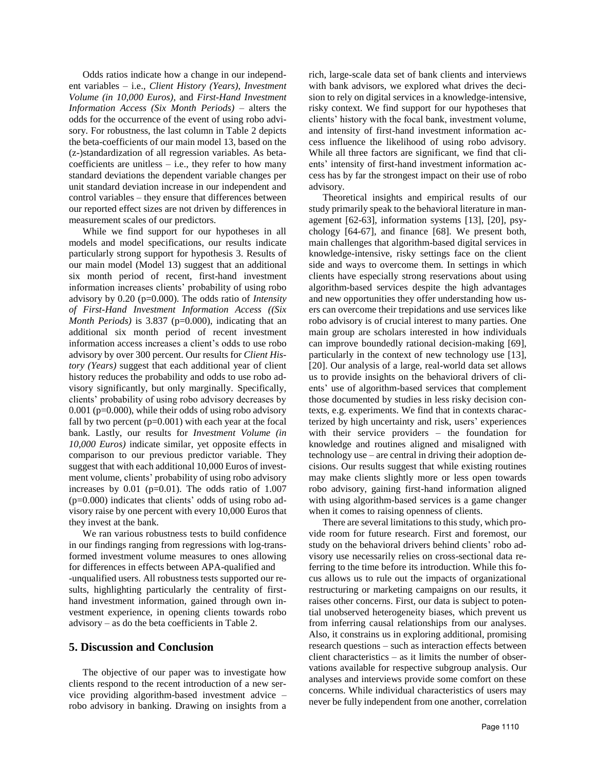Odds ratios indicate how a change in our independent variables – i.e., *Client History (Years)*, *Investment Volume (in 10,000 Euros)*, and *First-Hand Investment Information Access (Six Month Periods)* – alters the odds for the occurrence of the event of using robo advisory. For robustness, the last column in Table 2 depicts the beta-coefficients of our main model 13, based on the (z-)standardization of all regression variables. As beta-coefficients are unitless – i.e., they refer to how many standard deviations the dependent variable changes per unit standard deviation increase in our independent and control variables – they ensure that differences between our reported effect sizes are not driven by differences in measurement scales of our predictors.

While we find support for our hypotheses in all models and model specifications, our results indicate particularly strong support for hypothesis 3. Results of our main model (Model 13) suggest that an additional six month period of recent, first-hand investment information increases clients' probability of using robo advisory by 0.20 (p=0.000). The odds ratio of *Intensity of First-Hand Investment Information Access ((Six Month Periods)* is 3.837 (p=0.000), indicating that an additional six month period of recent investment information access increases a client's odds to use robo advisory by over 300 percent. Our results for *Client History (Years)* suggest that each additional year of client history reduces the probability and odds to use robo advisory significantly, but only marginally. Specifically, clients' probability of using robo advisory decreases by 0.001 (p=0.000), while their odds of using robo advisory fall by two percent (p=0.001) with each year at the focal bank. Lastly, our results for *Investment Volume (in 10,000 Euros)* indicate similar, yet opposite effects in comparison to our previous predictor variable. They suggest that with each additional 10,000 Euros of investment volume, clients' probability of using robo advisory increases by 0.01 (p=0.01). The odds ratio of 1.007 (p=0.000) indicates that clients' odds of using robo advisory raise by one percent with every 10,000 Euros that they invest at the bank.

We ran various robustness tests to build confidence in our findings ranging from regressions with log-transformed investment volume measures to ones allowing for differences in effects between APA-qualified and -unqualified users. All robustness tests supported our results, highlighting particularly the centrality of first-hand investment information, gained through own investment experience, in opening clients towards robo advisory – as do the beta coefficients in Table 2.

## 5. Discussion and Conclusion

The objective of our paper was to investigate how clients respond to the recent introduction of a new service providing algorithm-based investment advice – robo advisory in banking. Drawing on insights from a rich, large-scale data set of bank clients and interviews with bank advisors, we explored what drives the decision to rely on digital services in a knowledge-intensive, risky context. We find support for our hypotheses that clients' history with the focal bank, investment volume, and intensity of first-hand investment information access influence the likelihood of using robo advisory. While all three factors are significant, we find that clients' intensity of first-hand investment information access has by far the strongest impact on their use of robo advisory.

Theoretical insights and empirical results of our study primarily speak to the behavioral literature in management [62-63], information systems [13], [20], psychology [64-67], and finance [68]. We present both, main challenges that algorithm-based digital services in knowledge-intensive, risky settings face on the client side and ways to overcome them. In settings in which clients have especially strong reservations about using algorithm-based services despite the high advantages and new opportunities they offer understanding how users can overcome their trepidations and use services like robo advisory is of crucial interest to many parties. One main group are scholars interested in how individuals can improve boundedly rational decision-making [69], particularly in the context of new technology use [13], [20]. Our analysis of a large, real-world data set allows us to provide insights on the behavioral drivers of clients' use of algorithm-based services that complement those documented by studies in less risky decision contexts, e.g. experiments. We find that in contexts characterized by high uncertainty and risk, users' experiences with their service providers – the foundation for knowledge and routines aligned and misaligned with technology use – are central in driving their adoption decisions. Our results suggest that while existing routines may make clients slightly more or less open towards robo advisory, gaining first-hand information aligned with using algorithm-based services is a game changer when it comes to raising openness of clients.

There are several limitations to this study, which provide room for future research. First and foremost, our study on the behavioral drivers behind clients' robo advisory use necessarily relies on cross-sectional data referring to the time before its introduction. While this focus allows us to rule out the impacts of organizational restructuring or marketing campaigns on our results, it raises other concerns. First, our data is subject to potential unobserved heterogeneity biases, which prevent us from inferring causal relationships from our analyses. Also, it constrains us in exploring additional, promising research questions – such as interaction effects between client characteristics – as it limits the number of observations available for respective subgroup analysis. Our analyses and interviews provide some comfort on these concerns. While individual characteristics of users may never be fully independent from one another, correlation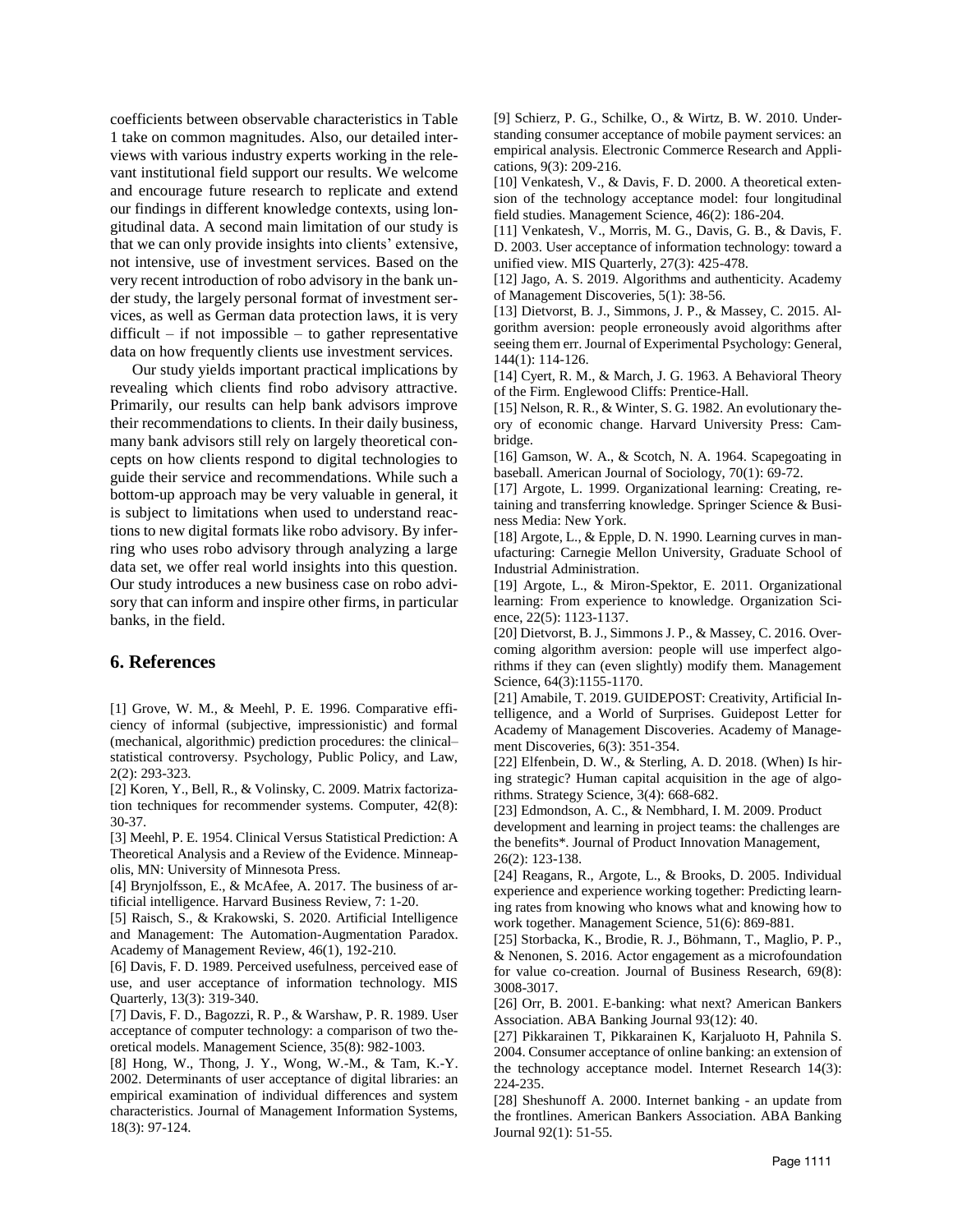coefficients between observable characteristics in Table 1 take on common magnitudes. Also, our detailed interviews with various industry experts working in the relevant institutional field support our results. We welcome and encourage future research to replicate and extend our findings in different knowledge contexts, using longitudinal data. A second main limitation of our study is that we can only provide insights into clients' extensive, not intensive, use of investment services. Based on the very recent introduction of robo advisory in the bank under study, the largely personal format of investment services, as well as German data protection laws, it is very difficult – if not impossible – to gather representative data on how frequently clients use investment services.

Our study yields important practical implications by revealing which clients find robo advisory attractive. Primarily, our results can help bank advisors improve their recommendations to clients. In their daily business, many bank advisors still rely on largely theoretical concepts on how clients respond to digital technologies to guide their service and recommendations. While such a bottom-up approach may be very valuable in general, it is subject to limitations when used to understand reactions to new digital formats like robo advisory. By inferring who uses robo advisory through analyzing a large data set, we offer real world insights into this question. Our study introduces a new business case on robo advisory that can inform and inspire other firms, in particular banks, in the field.

## 6. References

[1] Grove, W. M., & Meehl, P. E. 1996. Comparative efficiency of informal (subjective, impressionistic) and formal (mechanical, algorithmic) prediction procedures: the clinical–statistical controversy. Psychology, Public Policy, and Law, 2(2): 293-323.

[2] Koren, Y., Bell, R., & Volinsky, C. 2009. Matrix factorization techniques for recommender systems. Computer, 42(8): 30-37.

[3] Meehl, P. E. 1954. Clinical Versus Statistical Prediction: A Theoretical Analysis and a Review of the Evidence. Minneapolis, MN: University of Minnesota Press.

[4] Brynjolfsson, E., & McAfee, A. 2017. The business of artificial intelligence. Harvard Business Review, 7: 1-20.

[5] Raisch, S., & Krakowski, S. 2020. Artificial Intelligence and Management: The Automation-Augmentation Paradox. Academy of Management Review, 46(1), 192-210.

[6] Davis, F. D. 1989. Perceived usefulness, perceived ease of use, and user acceptance of information technology. MIS Quarterly, 13(3): 319-340.

[7] Davis, F. D., Bagozzi, R. P., & Warshaw, P. R. 1989. User acceptance of computer technology: a comparison of two theoretical models. Management Science, 35(8): 982-1003.

[8] Hong, W., Thong, J. Y., Wong, W.-M., & Tam, K.-Y. 2002. Determinants of user acceptance of digital libraries: an empirical examination of individual differences and system characteristics. Journal of Management Information Systems, 18(3): 97-124.

[9] Schierz, P. G., Schilke, O., & Wirtz, B. W. 2010. Understanding consumer acceptance of mobile payment services: an empirical analysis. Electronic Commerce Research and Applications, 9(3): 209-216.

[10] Venkatesh, V., & Davis, F. D. 2000. A theoretical extension of the technology acceptance model: four longitudinal field studies. Management Science, 46(2): 186-204.

[11] Venkatesh, V., Morris, M. G., Davis, G. B., & Davis, F. D. 2003. User acceptance of information technology: toward a unified view. MIS Quarterly, 27(3): 425-478.

[12] Jago, A. S. 2019. Algorithms and authenticity. Academy of Management Discoveries, 5(1): 38-56.

[13] Dietvorst, B. J., Simmons, J. P., & Massey, C. 2015. Algorithm aversion: people erroneously avoid algorithms after seeing them err. Journal of Experimental Psychology: General, 144(1): 114-126.

[14] Cyert, R. M., & March, J. G. 1963. A Behavioral Theory of the Firm. Englewood Cliffs: Prentice-Hall.

[15] Nelson, R. R., & Winter, S. G. 1982. An evolutionary theory of economic change. Harvard University Press: Cambridge.

[16] Gamson, W. A., & Scotch, N. A. 1964. Scapegoating in baseball. American Journal of Sociology, 70(1): 69-72.

[17] Argote, L. 1999. Organizational learning: Creating, retaining and transferring knowledge. Springer Science & Business Media: New York.

[18] Argote, L., & Epple, D. N. 1990. Learning curves in manufacturing: Carnegie Mellon University, Graduate School of Industrial Administration.

[19] Argote, L., & Miron-Spektor, E. 2011. Organizational learning: From experience to knowledge. Organization Science, 22(5): 1123-1137.

[20] Dietvorst, B. J., Simmons J. P., & Massey, C. 2016. Overcoming algorithm aversion: people will use imperfect algorithms if they can (even slightly) modify them. Management Science, 64(3):1155-1170.

[21] Amabile, T. 2019. GUIDEPOST: Creativity, Artificial Intelligence, and a World of Surprises. Guidepost Letter for Academy of Management Discoveries. Academy of Management Discoveries, 6(3): 351-354.

[22] Elfenbein, D. W., & Sterling, A. D. 2018. (When) Is hiring strategic? Human capital acquisition in the age of algorithms. Strategy Science, 3(4): 668-682.

[23] Edmondson, A. C., & Nembhard, I. M. 2009. Product development and learning in project teams: the challenges are the benefits*. Journal of Product Innovation Management, 26(2): 123-138.

[24] Reagans, R., Argote, L., & Brooks, D. 2005. Individual experience and experience working together: Predicting learning rates from knowing who knows what and knowing how to work together. Management Science, 51(6): 869-881.

[25] Storbacka, K., Brodie, R. J., Böhmann, T., Maglio, P. P., & Nenonen, S. 2016. Actor engagement as a microfoundation for value co-creation. Journal of Business Research, 69(8): 3008-3017.

[26] Orr, B. 2001. E-banking: what next? American Bankers Association. ABA Banking Journal 93(12): 40.

[27] Pikkarainen T, Pikkarainen K, Karjaluoto H, Pahnila S. 2004. Consumer acceptance of online banking: an extension of the technology acceptance model. Internet Research 14(3): 224-235.

[28] Sheshunoff A. 2000. Internet banking - an update from the frontlines. American Bankers Association. ABA Banking Journal 92(1): 51-55.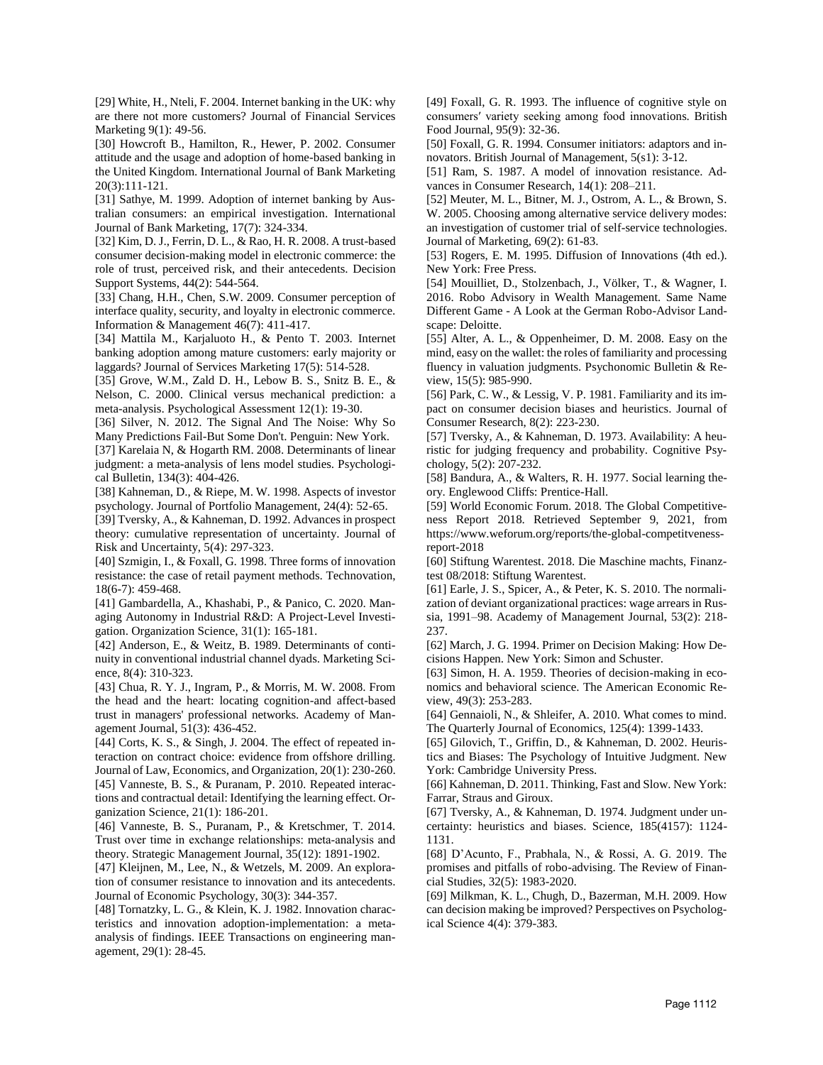[29] White, H., Nteli, F. 2004. Internet banking in the UK: why are there not more customers? Journal of Financial Services Marketing 9(1): 49-56.

[30] Howcroft B., Hamilton, R., Hewer, P. 2002. Consumer attitude and the usage and adoption of home-based banking in the United Kingdom. International Journal of Bank Marketing 20(3):111-121.

[31] Sathye, M. 1999. Adoption of internet banking by Australian consumers: an empirical investigation. International Journal of Bank Marketing, 17(7): 324-334.

[32] Kim, D. J., Ferrin, D. L., & Rao, H. R. 2008. A trust-based consumer decision-making model in electronic commerce: the role of trust, perceived risk, and their antecedents. Decision Support Systems, 44(2): 544-564.

[33] Chang, H.H., Chen, S.W. 2009. Consumer perception of interface quality, security, and loyalty in electronic commerce. Information & Management 46(7): 411-417.

[34] Mattila M., Karjaluoto H., & Pento T. 2003. Internet banking adoption among mature customers: early majority or laggards? Journal of Services Marketing 17(5): 514-528.

[35] Grove, W.M., Zald D. H., Lebow B. S., Snitz B. E., & Nelson, C. 2000. Clinical versus mechanical prediction: a meta-analysis. Psychological Assessment 12(1): 19-30.

[36] Silver, N. 2012. The Signal And The Noise: Why So Many Predictions Fail-But Some Don't. Penguin: New York.

[37] Karelaia N, & Hogarth RM. 2008. Determinants of linear judgment: a meta-analysis of lens model studies. Psychological Bulletin, 134(3): 404-426.

[38] Kahneman, D., & Riepe, M. W. 1998. Aspects of investor psychology. Journal of Portfolio Management, 24(4): 52-65.

[39] Tversky, A., & Kahneman, D. 1992. Advances in prospect theory: cumulative representation of uncertainty. Journal of Risk and Uncertainty, 5(4): 297-323.

[40] Szmigin, I., & Foxall, G. 1998. Three forms of innovation resistance: the case of retail payment methods. Technovation, 18(6-7): 459-468.

[41] Gambardella, A., Khashabi, P., & Panico, C. 2020. Managing Autonomy in Industrial R&D: A Project-Level Investigation. Organization Science, 31(1): 165-181.

[42] Anderson, E., & Weitz, B. 1989. Determinants of continuity in conventional industrial channel dyads. Marketing Science, 8(4): 310-323.

[43] Chua, R. Y. J., Ingram, P., & Morris, M. W. 2008. From the head and the heart: locating cognition-and affect-based trust in managers' professional networks. Academy of Management Journal, 51(3): 436-452.

[44] Corts, K. S., & Singh, J. 2004. The effect of repeated interaction on contract choice: evidence from offshore drilling. Journal of Law, Economics, and Organization, 20(1): 230-260.

[45] Vanneste, B. S., & Puranam, P. 2010. Repeated interactions and contractual detail: Identifying the learning effect. Organization Science, 21(1): 186-201.

[46] Vanneste, B. S., Puranam, P., & Kretschmer, T. 2014. Trust over time in exchange relationships: meta-analysis and theory. Strategic Management Journal, 35(12): 1891-1902.

[47] Kleijnen, M., Lee, N., & Wetzels, M. 2009. An exploration of consumer resistance to innovation and its antecedents. Journal of Economic Psychology, 30(3): 344-357.

[48] Tornatzky, L. G., & Klein, K. J. 1982. Innovation characteristics and innovation adoption-implementation: a meta-analysis of findings. IEEE Transactions on engineering management, 29(1): 28-45.

[49] Foxall, G. R. 1993. The influence of cognitive style on consumers′ variety seeking among food innovations. British Food Journal, 95(9): 32-36.

[50] Foxall, G. R. 1994. Consumer initiators: adaptors and innovators. British Journal of Management, 5(s1): 3-12.

[51] Ram, S. 1987. A model of innovation resistance. Advances in Consumer Research, 14(1): 208–211.

[52] Meuter, M. L., Bitner, M. J., Ostrom, A. L., & Brown, S. W. 2005. Choosing among alternative service delivery modes: an investigation of customer trial of self-service technologies. Journal of Marketing, 69(2): 61-83.

[53] Rogers, E. M. 1995. Diffusion of Innovations (4th ed.). New York: Free Press.

[54] Mouilliet, D., Stolzenbach, J., Völker, T., & Wagner, I. 2016. Robo Advisory in Wealth Management. Same Name Different Game - A Look at the German Robo-Advisor Landscape: Deloitte.

[55] Alter, A. L., & Oppenheimer, D. M. 2008. Easy on the mind, easy on the wallet: the roles of familiarity and processing fluency in valuation judgments. Psychonomic Bulletin & Review, 15(5): 985-990.

[56] Park, C. W., & Lessig, V. P. 1981. Familiarity and its impact on consumer decision biases and heuristics. Journal of Consumer Research, 8(2): 223-230.

[57] Tversky, A., & Kahneman, D. 1973. Availability: A heuristic for judging frequency and probability. Cognitive Psychology, 5(2): 207-232.

[58] Bandura, A., & Walters, R. H. 1977. Social learning theory. Englewood Cliffs: Prentice-Hall.

[59] World Economic Forum. 2018. The Global Competitiveness Report 2018. Retrieved September 9, 2021, from https://www.weforum.org/reports/the-global-competitveness-report-2018

[60] Stiftung Warentest. 2018. Die Maschine machts, Finanztest 08/2018: Stiftung Warentest.

[61] Earle, J. S., Spicer, A., & Peter, K. S. 2010. The normalization of deviant organizational practices: wage arrears in Russia, 1991–98. Academy of Management Journal, 53(2): 218-237.

[62] March, J. G. 1994. Primer on Decision Making: How Decisions Happen. New York: Simon and Schuster.

[63] Simon, H. A. 1959. Theories of decision-making in economics and behavioral science. The American Economic Review, 49(3): 253-283.

[64] Gennaioli, N., & Shleifer, A. 2010. What comes to mind. The Quarterly Journal of Economics, 125(4): 1399-1433.

[65] Gilovich, T., Griffin, D., & Kahneman, D. 2002. Heuristics and Biases: The Psychology of Intuitive Judgment. New York: Cambridge University Press.

[66] Kahneman, D. 2011. Thinking, Fast and Slow. New York: Farrar, Straus and Giroux.

[67] Tversky, A., & Kahneman, D. 1974. Judgment under uncertainty: heuristics and biases. Science, 185(4157): 1124-1131.

[68] D'Acunto, F., Prabhala, N., & Rossi, A. G. 2019. The promises and pitfalls of robo-advising. The Review of Financial Studies, 32(5): 1983-2020.

[69] Milkman, K. L., Chugh, D., Bazerman, M.H. 2009. How can decision making be improved? Perspectives on Psychological Science 4(4): 379-383.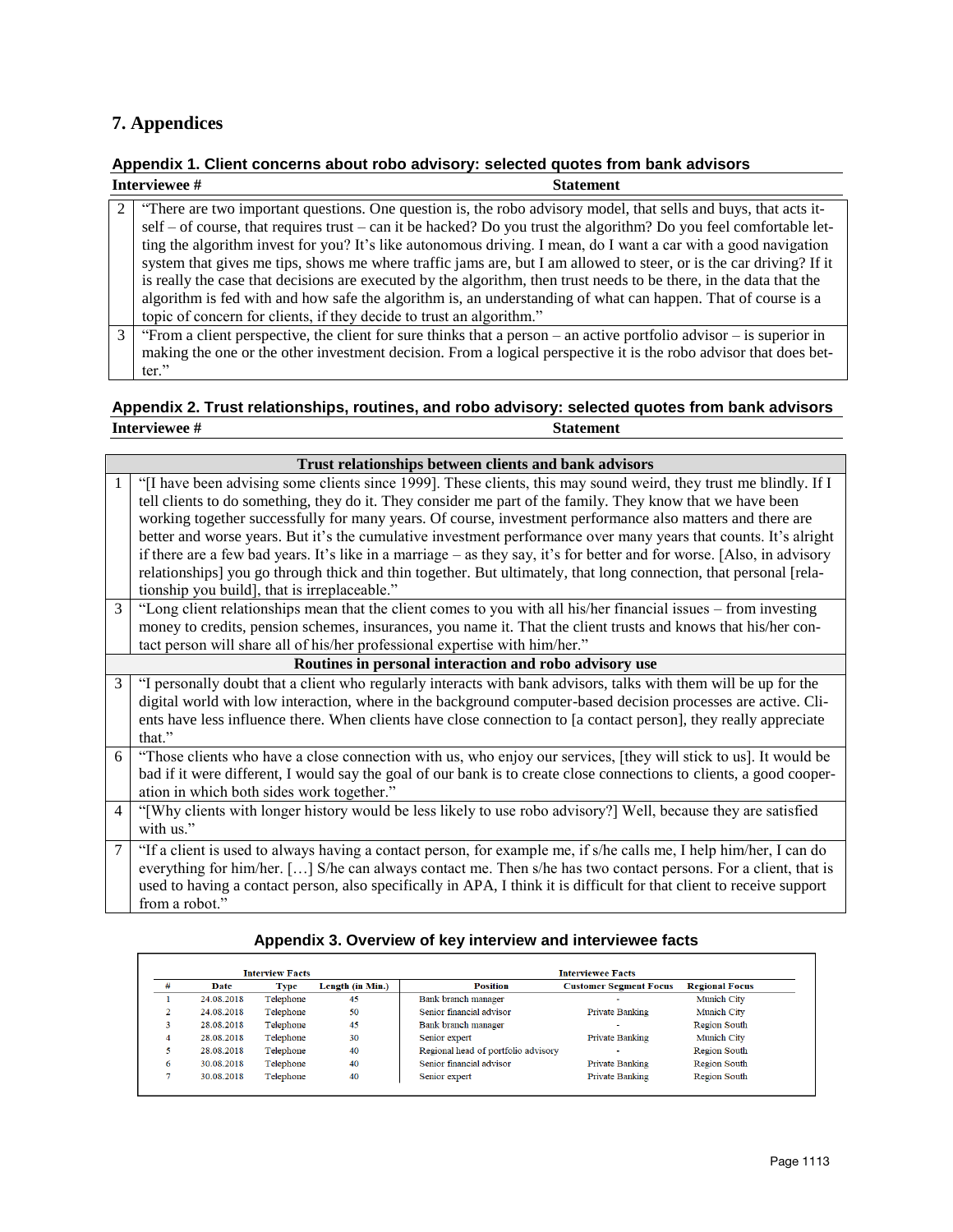# 7. Appendices

### Appendix 1. Client concerns about robo advisory: selected quotes from bank advisors

| Interviewee # | Statement |
|---|---|
| 2 | "There are two important questions. One question is, the robo advisory model, that sells and buys, that acts itself – of course, that requires trust – can it be hacked? Do you trust the algorithm? Do you feel comfortable letting the algorithm invest for you? It's like autonomous driving. I mean, do I want a car with a good navigation system that gives me tips, shows me where traffic jams are, but I am allowed to steer, or is the car driving? If it is really the case that decisions are executed by the algorithm, then trust needs to be there, in the data that the algorithm is fed with and how safe the algorithm is, an understanding of what can happen. That of course is a topic of concern for clients, if they decide to trust an algorithm." |
| 3 | "From a client perspective, the client for sure thinks that a person – an active portfolio advisor – is superior in making the one or the other investment decision. From a logical perspective it is the robo advisor that does better." |

### Appendix 2. Trust relationships, routines, and robo advisory: selected quotes from bank advisors

| Interviewee # | Statement |
|---|---|
| | **Trust relationships between clients and bank advisors** |
| 1 | "[I have been advising some clients since 1999]. These clients, this may sound weird, they trust me blindly. If I tell clients to do something, they do it. They consider me part of the family. They know that we have been working together successfully for many years. Of course, investment performance also matters and there are better and worse years. But it's the cumulative investment performance over many years that counts. It's alright if there are a few bad years. It's like in a marriage – as they say, it's for better and for worse. [Also, in advisory relationships] you go through thick and thin together. But ultimately, that long connection, that personal [relationship you build], that is irreplaceable." |
| 3 | "Long client relationships mean that the client comes to you with all his/her financial issues – from investing money to credits, pension schemes, insurances, you name it. That the client trusts and knows that his/her contact person will share all of his/her professional expertise with him/her." |
| | **Routines in personal interaction and robo advisory use** |
| 3 | "I personally doubt that a client who regularly interacts with bank advisors, talks with them will be up for the digital world with low interaction, where in the background computer-based decision processes are active. Clients have less influence there. When clients have close connection to [a contact person], they really appreciate that." |
| 6 | "Those clients who have a close connection with us, who enjoy our services, [they will stick to us]. It would be bad if it were different, I would say the goal of our bank is to create close connections to clients, a good cooperation in which both sides work together." |
| 4 | "[Why clients with longer history would be less likely to use robo advisory?] Well, because they are satisfied with us." |
| 7 | "If a client is used to always having a contact person, for example me, if s/he calls me, I help him/her, I can do everything for him/her. […] S/he can always contact me. Then s/he has two contact persons. For a client, that is used to having a contact person, also specifically in APA, I think it is difficult for that client to receive support from a robot." |

### Appendix 3. Overview of key interview and interviewee facts

| Interview Facts | | | | Interviewee Facts | | |
|---|---|---|---|---|---|---|
| # | Date | Type | Length (in Min.) | Position | Customer Segment Focus | Regional Focus |
| 1 | 24.08.2018 | Telephone | 45 | Bank branch manager | - | Munich City |
| 2 | 24.08.2018 | Telephone | 50 | Senior financial advisor | Private Banking | Munich City |
| 3 | 28.08.2018 | Telephone | 45 | Bank branch manager | - | Region South |
| 4 | 28.08.2018 | Telephone | 30 | Senior expert | Private Banking | Munich City |
| 5 | 28.08.2018 | Telephone | 40 | Regional head of portfolio advisory | - | Region South |
| 6 | 30.08.2018 | Telephone | 40 | Senior financial advisor | Private Banking | Region South |
| 7 | 30.08.2018 | Telephone | 40 | Senior expert | Private Banking | Region South |